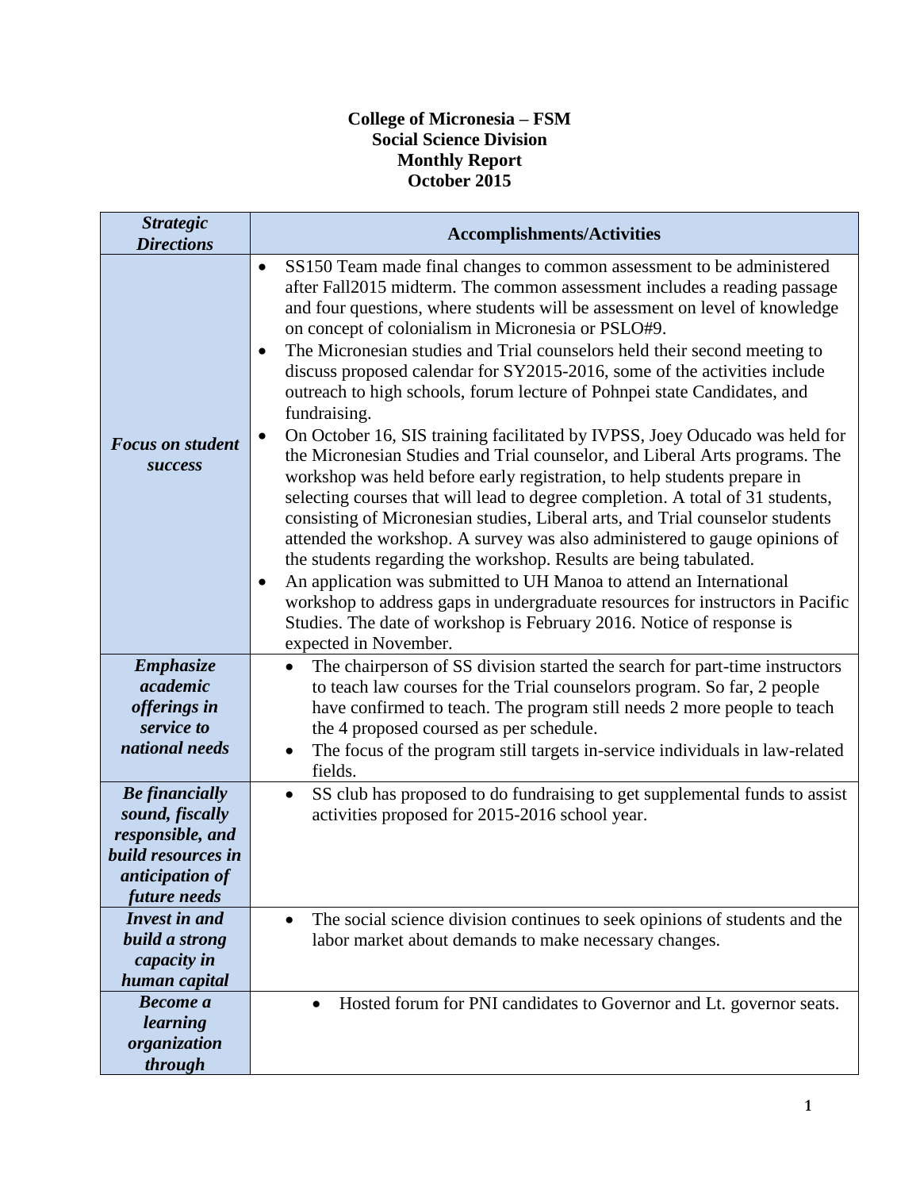**College of Micronesia – FSM**
**Social Science Division**
**Monthly Report**
**October 2015**

| *Strategic Directions* | Accomplishments/Activities |
|---|---|
| ***Focus on student success*** | • SS150 Team made final changes to common assessment to be administered after Fall2015 midterm. The common assessment includes a reading passage and four questions, where students will be assessment on level of knowledge on concept of colonialism in Micronesia or PSLO#9. <br> • The Micronesian studies and Trial counselors held their second meeting to discuss proposed calendar for SY2015-2016, some of the activities include outreach to high schools, forum lecture of Pohnpei state Candidates, and fundraising. <br> • On October 16, SIS training facilitated by IVPSS, Joey Oducado was held for the Micronesian Studies and Trial counselor, and Liberal Arts programs. The workshop was held before early registration, to help students prepare in selecting courses that will lead to degree completion. A total of 31 students, consisting of Micronesian studies, Liberal arts, and Trial counselor students attended the workshop. A survey was also administered to gauge opinions of the students regarding the workshop. Results are being tabulated. <br> • An application was submitted to UH Manoa to attend an International workshop to address gaps in undergraduate resources for instructors in Pacific Studies. The date of workshop is February 2016. Notice of response is expected in November. |
| ***Emphasize academic offerings in service to national needs*** | • The chairperson of SS division started the search for part-time instructors to teach law courses for the Trial counselors program. So far, 2 people have confirmed to teach. The program still needs 2 more people to teach the 4 proposed coursed as per schedule. <br> • The focus of the program still targets in-service individuals in law-related fields. |
| ***Be financially sound, fiscally responsible, and build resources in anticipation of future needs*** | • SS club has proposed to do fundraising to get supplemental funds to assist activities proposed for 2015-2016 school year. |
| ***Invest in and build a strong capacity in human capital*** | • The social science division continues to seek opinions of students and the labor market about demands to make necessary changes. |
| ***Become a learning organization through*** | • Hosted forum for PNI candidates to Governor and Lt. governor seats. |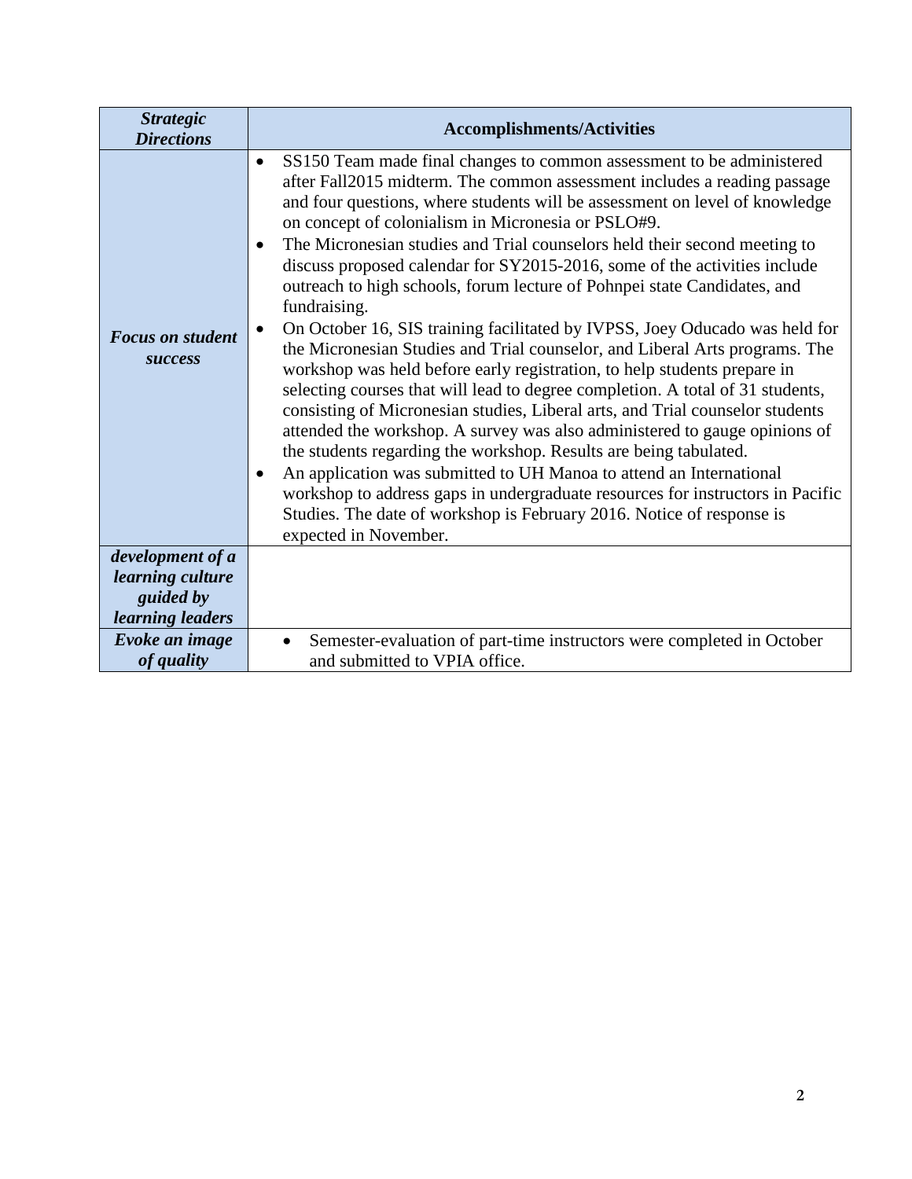| *Strategic Directions* | **Accomplishments/Activities** |
|---|---|
| ***Focus on student success*** | • SS150 Team made final changes to common assessment to be administered after Fall2015 midterm. The common assessment includes a reading passage and four questions, where students will be assessment on level of knowledge on concept of colonialism in Micronesia or PSLO#9.<br>• The Micronesian studies and Trial counselors held their second meeting to discuss proposed calendar for SY2015-2016, some of the activities include outreach to high schools, forum lecture of Pohnpei state Candidates, and fundraising.<br>• On October 16, SIS training facilitated by IVPSS, Joey Oducado was held for the Micronesian Studies and Trial counselor, and Liberal Arts programs. The workshop was held before early registration, to help students prepare in selecting courses that will lead to degree completion. A total of 31 students, consisting of Micronesian studies, Liberal arts, and Trial counselor students attended the workshop. A survey was also administered to gauge opinions of the students regarding the workshop. Results are being tabulated.<br>• An application was submitted to UH Manoa to attend an International workshop to address gaps in undergraduate resources for instructors in Pacific Studies. The date of workshop is February 2016. Notice of response is expected in November. |
| ***development of a learning culture guided by learning leaders*** | |
| ***Evoke an image of quality*** | • Semester-evaluation of part-time instructors were completed in October and submitted to VPIA office. |